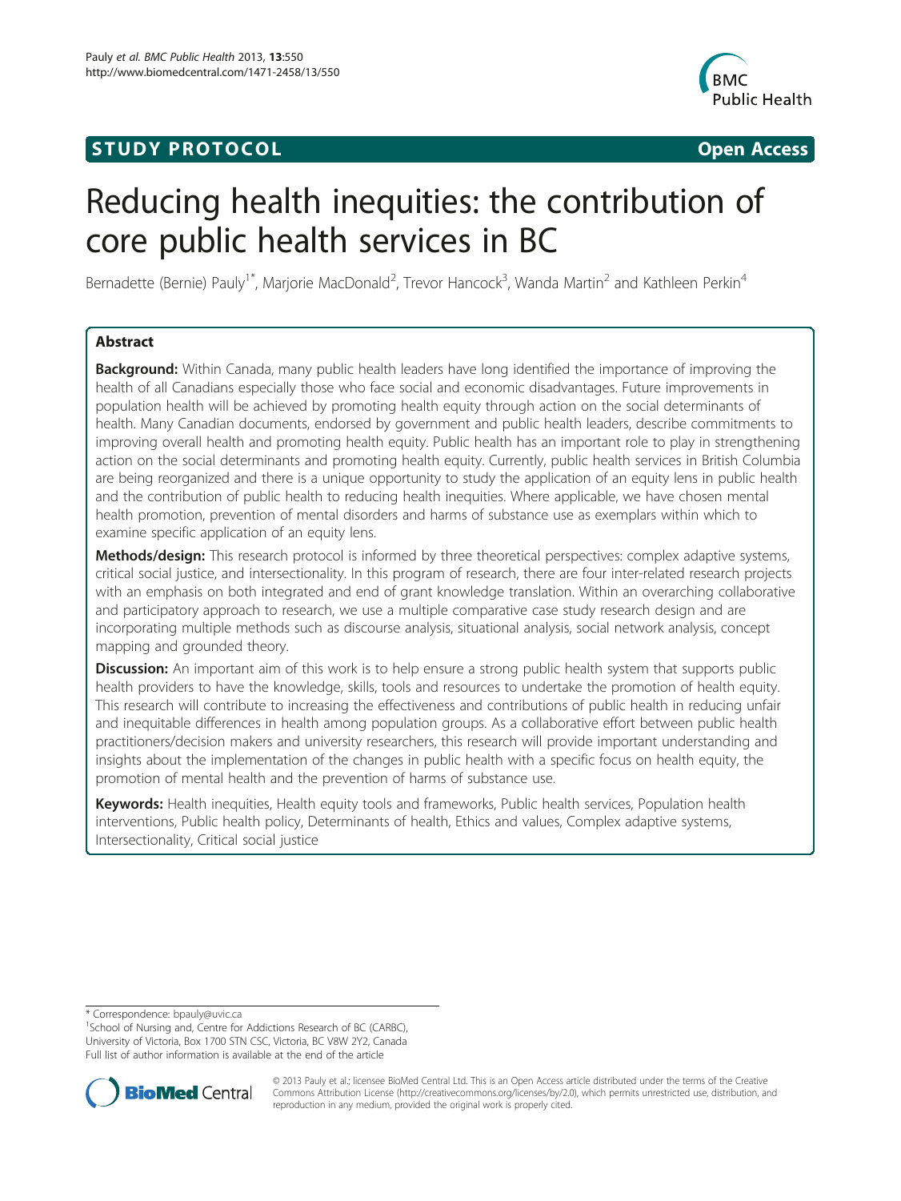**STUDY PROTOCOL** **Open Access**

# Reducing health inequities: the contribution of core public health services in BC

Bernadette (Bernie) Pauly[1*], Marjorie MacDonald[2], Trevor Hancock[3], Wanda Martin[2] and Kathleen Perkin[4]

## Abstract

**Background:** Within Canada, many public health leaders have long identified the importance of improving the health of all Canadians especially those who face social and economic disadvantages. Future improvements in population health will be achieved by promoting health equity through action on the social determinants of health. Many Canadian documents, endorsed by government and public health leaders, describe commitments to improving overall health and promoting health equity. Public health has an important role to play in strengthening action on the social determinants and promoting health equity. Currently, public health services in British Columbia are being reorganized and there is a unique opportunity to study the application of an equity lens in public health and the contribution of public health to reducing health inequities. Where applicable, we have chosen mental health promotion, prevention of mental disorders and harms of substance use as exemplars within which to examine specific application of an equity lens.

**Methods/design:** This research protocol is informed by three theoretical perspectives: complex adaptive systems, critical social justice, and intersectionality. In this program of research, there are four inter-related research projects with an emphasis on both integrated and end of grant knowledge translation. Within an overarching collaborative and participatory approach to research, we use a multiple comparative case study research design and are incorporating multiple methods such as discourse analysis, situational analysis, social network analysis, concept mapping and grounded theory.

**Discussion:** An important aim of this work is to help ensure a strong public health system that supports public health providers to have the knowledge, skills, tools and resources to undertake the promotion of health equity. This research will contribute to increasing the effectiveness and contributions of public health in reducing unfair and inequitable differences in health among population groups. As a collaborative effort between public health practitioners/decision makers and university researchers, this research will provide important understanding and insights about the implementation of the changes in public health with a specific focus on health equity, the promotion of mental health and the prevention of harms of substance use.

**Keywords:** Health inequities, Health equity tools and frameworks, Public health services, Population health interventions, Public health policy, Determinants of health, Ethics and values, Complex adaptive systems, Intersectionality, Critical social justice

\* Correspondence: bpauly@uvic.ca
[1]School of Nursing and, Centre for Addictions Research of BC (CARBC), University of Victoria, Box 1700 STN CSC, Victoria, BC V8W 2Y2, Canada
Full list of author information is available at the end of the article

© 2013 Pauly et al.; licensee BioMed Central Ltd. This is an Open Access article distributed under the terms of the Creative Commons Attribution License (http://creativecommons.org/licenses/by/2.0), which permits unrestricted use, distribution, and reproduction in any medium, provided the original work is properly cited.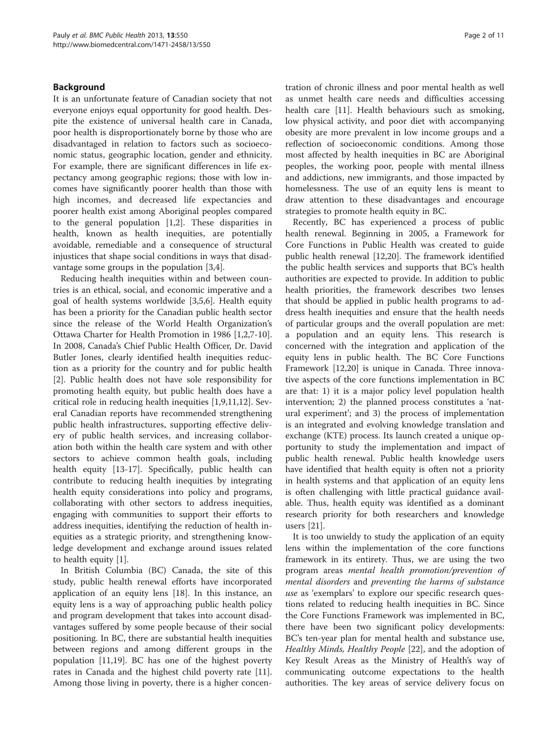## Background

It is an unfortunate feature of Canadian society that not everyone enjoys equal opportunity for good health. Despite the existence of universal health care in Canada, poor health is disproportionately borne by those who are disadvantaged in relation to factors such as socioeconomic status, geographic location, gender and ethnicity. For example, there are significant differences in life expectancy among geographic regions; those with low incomes have significantly poorer health than those with high incomes, and decreased life expectancies and poorer health exist among Aboriginal peoples compared to the general population [1,2]. These disparities in health, known as health inequities, are potentially avoidable, remediable and a consequence of structural injustices that shape social conditions in ways that disadvantage some groups in the population [3,4].

Reducing health inequities within and between countries is an ethical, social, and economic imperative and a goal of health systems worldwide [3,5,6]. Health equity has been a priority for the Canadian public health sector since the release of the World Health Organization's Ottawa Charter for Health Promotion in 1986 [1,2,7-10]. In 2008, Canada's Chief Public Health Officer, Dr. David Butler Jones, clearly identified health inequities reduction as a priority for the country and for public health [2]. Public health does not have sole responsibility for promoting health equity, but public health does have a critical role in reducing health inequities [1,9,11,12]. Several Canadian reports have recommended strengthening public health infrastructures, supporting effective delivery of public health services, and increasing collaboration both within the health care system and with other sectors to achieve common health goals, including health equity [13-17]. Specifically, public health can contribute to reducing health inequities by integrating health equity considerations into policy and programs, collaborating with other sectors to address inequities, engaging with communities to support their efforts to address inequities, identifying the reduction of health inequities as a strategic priority, and strengthening knowledge development and exchange around issues related to health equity [1].

In British Columbia (BC) Canada, the site of this study, public health renewal efforts have incorporated application of an equity lens [18]. In this instance, an equity lens is a way of approaching public health policy and program development that takes into account disadvantages suffered by some people because of their social positioning. In BC, there are substantial health inequities between regions and among different groups in the population [11,19]. BC has one of the highest poverty rates in Canada and the highest child poverty rate [11]. Among those living in poverty, there is a higher concentration of chronic illness and poor mental health as well as unmet health care needs and difficulties accessing health care [11]. Health behaviours such as smoking, low physical activity, and poor diet with accompanying obesity are more prevalent in low income groups and a reflection of socioeconomic conditions. Among those most affected by health inequities in BC are Aboriginal peoples, the working poor, people with mental illness and addictions, new immigrants, and those impacted by homelessness. The use of an equity lens is meant to draw attention to these disadvantages and encourage strategies to promote health equity in BC.

Recently, BC has experienced a process of public health renewal. Beginning in 2005, a Framework for Core Functions in Public Health was created to guide public health renewal [12,20]. The framework identified the public health services and supports that BC's health authorities are expected to provide. In addition to public health priorities, the framework describes two lenses that should be applied in public health programs to address health inequities and ensure that the health needs of particular groups and the overall population are met: a population and an equity lens. This research is concerned with the integration and application of the equity lens in public health. The BC Core Functions Framework [12,20] is unique in Canada. Three innovative aspects of the core functions implementation in BC are that: 1) it is a major policy level population health intervention; 2) the planned process constitutes a 'natural experiment'; and 3) the process of implementation is an integrated and evolving knowledge translation and exchange (KTE) process. Its launch created a unique opportunity to study the implementation and impact of public health renewal. Public health knowledge users have identified that health equity is often not a priority in health systems and that application of an equity lens is often challenging with little practical guidance available. Thus, health equity was identified as a dominant research priority for both researchers and knowledge users [21].

It is too unwieldy to study the application of an equity lens within the implementation of the core functions framework in its entirety. Thus, we are using the two program areas *mental health promotion/prevention of mental disorders* and *preventing the harms of substance use* as 'exemplars' to explore our specific research questions related to reducing health inequities in BC. Since the Core Functions Framework was implemented in BC, there have been two significant policy developments: BC's ten-year plan for mental health and substance use, *Healthy Minds, Healthy People* [22], and the adoption of Key Result Areas as the Ministry of Health's way of communicating outcome expectations to the health authorities. The key areas of service delivery focus on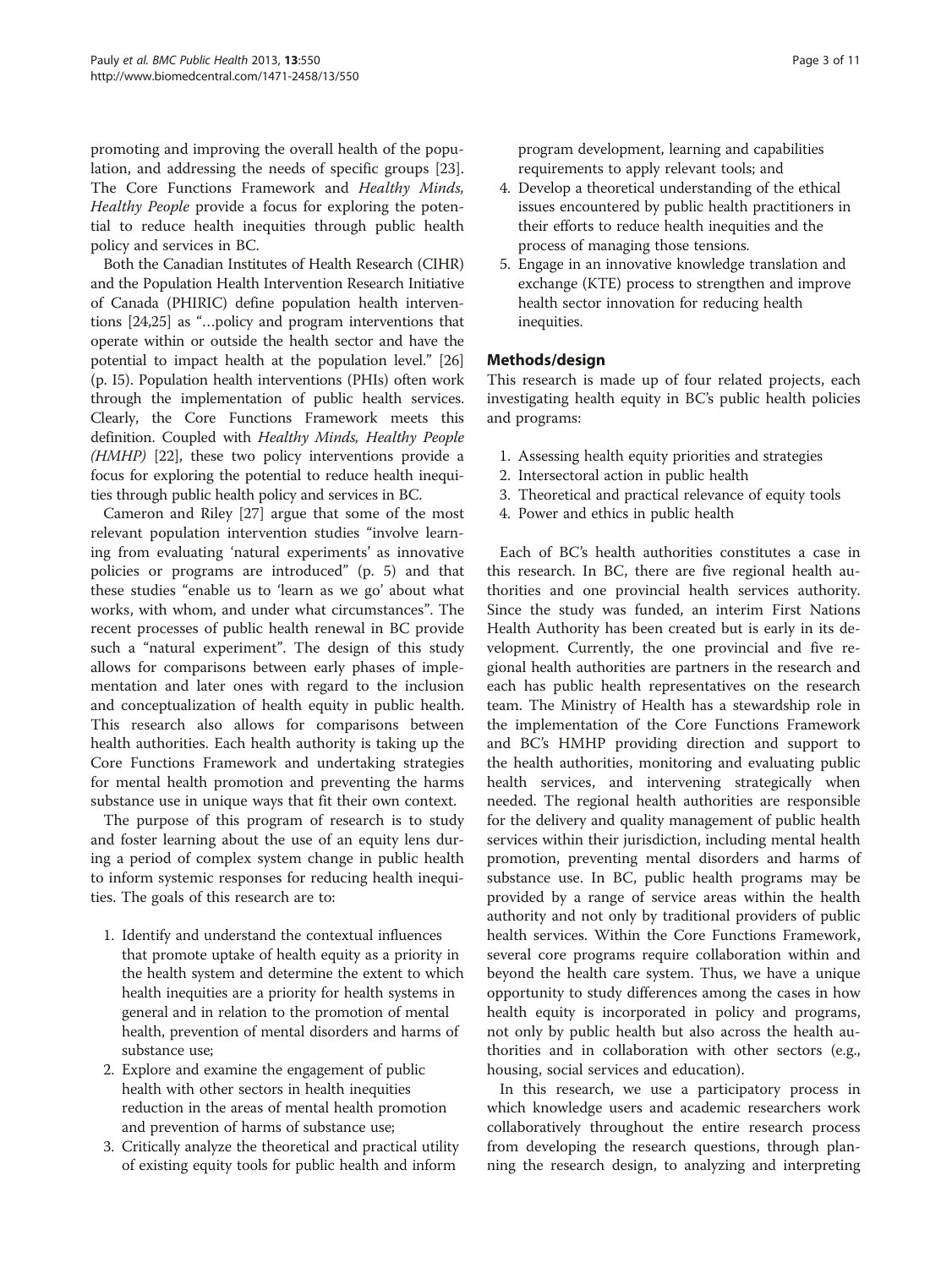promoting and improving the overall health of the population, and addressing the needs of specific groups [23]. The Core Functions Framework and *Healthy Minds, Healthy People* provide a focus for exploring the potential to reduce health inequities through public health policy and services in BC.

Both the Canadian Institutes of Health Research (CIHR) and the Population Health Intervention Research Initiative of Canada (PHIRIC) define population health interventions [24,25] as "…policy and program interventions that operate within or outside the health sector and have the potential to impact health at the population level." [26] (p. I5). Population health interventions (PHIs) often work through the implementation of public health services. Clearly, the Core Functions Framework meets this definition. Coupled with *Healthy Minds, Healthy People (HMHP)* [22], these two policy interventions provide a focus for exploring the potential to reduce health inequities through public health policy and services in BC.

Cameron and Riley [27] argue that some of the most relevant population intervention studies "involve learning from evaluating 'natural experiments' as innovative policies or programs are introduced" (p. 5) and that these studies "enable us to 'learn as we go' about what works, with whom, and under what circumstances". The recent processes of public health renewal in BC provide such a "natural experiment". The design of this study allows for comparisons between early phases of implementation and later ones with regard to the inclusion and conceptualization of health equity in public health. This research also allows for comparisons between health authorities. Each health authority is taking up the Core Functions Framework and undertaking strategies for mental health promotion and preventing the harms substance use in unique ways that fit their own context.

The purpose of this program of research is to study and foster learning about the use of an equity lens during a period of complex system change in public health to inform systemic responses for reducing health inequities. The goals of this research are to:

1. Identify and understand the contextual influences that promote uptake of health equity as a priority in the health system and determine the extent to which health inequities are a priority for health systems in general and in relation to the promotion of mental health, prevention of mental disorders and harms of substance use;
2. Explore and examine the engagement of public health with other sectors in health inequities reduction in the areas of mental health promotion and prevention of harms of substance use;
3. Critically analyze the theoretical and practical utility of existing equity tools for public health and inform program development, learning and capabilities requirements to apply relevant tools; and
4. Develop a theoretical understanding of the ethical issues encountered by public health practitioners in their efforts to reduce health inequities and the process of managing those tensions.
5. Engage in an innovative knowledge translation and exchange (KTE) process to strengthen and improve health sector innovation for reducing health inequities.

## Methods/design

This research is made up of four related projects, each investigating health equity in BC's public health policies and programs:

1. Assessing health equity priorities and strategies
2. Intersectoral action in public health
3. Theoretical and practical relevance of equity tools
4. Power and ethics in public health

Each of BC's health authorities constitutes a case in this research. In BC, there are five regional health authorities and one provincial health services authority. Since the study was funded, an interim First Nations Health Authority has been created but is early in its development. Currently, the one provincial and five regional health authorities are partners in the research and each has public health representatives on the research team. The Ministry of Health has a stewardship role in the implementation of the Core Functions Framework and BC's HMHP providing direction and support to the health authorities, monitoring and evaluating public health services, and intervening strategically when needed. The regional health authorities are responsible for the delivery and quality management of public health services within their jurisdiction, including mental health promotion, preventing mental disorders and harms of substance use. In BC, public health programs may be provided by a range of service areas within the health authority and not only by traditional providers of public health services. Within the Core Functions Framework, several core programs require collaboration within and beyond the health care system. Thus, we have a unique opportunity to study differences among the cases in how health equity is incorporated in policy and programs, not only by public health but also across the health authorities and in collaboration with other sectors (e.g., housing, social services and education).

In this research, we use a participatory process in which knowledge users and academic researchers work collaboratively throughout the entire research process from developing the research questions, through planning the research design, to analyzing and interpreting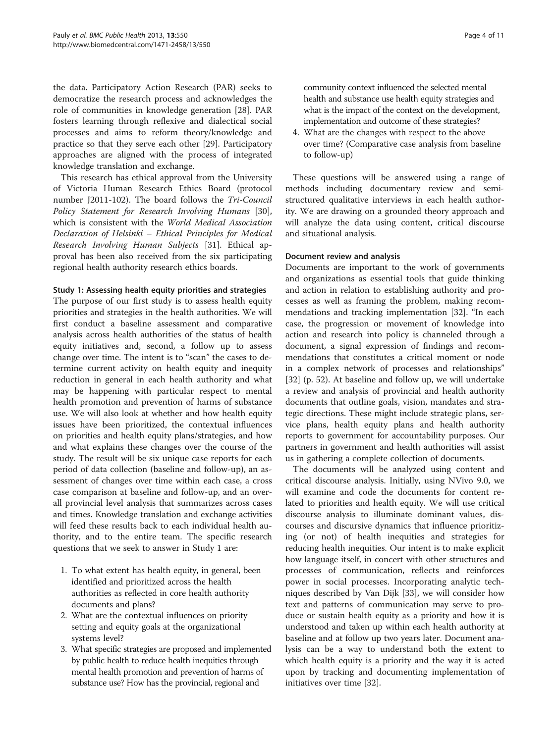the data. Participatory Action Research (PAR) seeks to democratize the research process and acknowledges the role of communities in knowledge generation [28]. PAR fosters learning through reflexive and dialectical social processes and aims to reform theory/knowledge and practice so that they serve each other [29]. Participatory approaches are aligned with the process of integrated knowledge translation and exchange.

This research has ethical approval from the University of Victoria Human Research Ethics Board (protocol number J2011-102). The board follows the *Tri-Council Policy Statement for Research Involving Humans* [30], which is consistent with the *World Medical Association Declaration of Helsinki – Ethical Principles for Medical Research Involving Human Subjects* [31]. Ethical approval has been also received from the six participating regional health authority research ethics boards.

#### Study 1: Assessing health equity priorities and strategies

The purpose of our first study is to assess health equity priorities and strategies in the health authorities. We will first conduct a baseline assessment and comparative analysis across health authorities of the status of health equity initiatives and, second, a follow up to assess change over time. The intent is to "scan" the cases to determine current activity on health equity and inequity reduction in general in each health authority and what may be happening with particular respect to mental health promotion and prevention of harms of substance use. We will also look at whether and how health equity issues have been prioritized, the contextual influences on priorities and health equity plans/strategies, and how and what explains these changes over the course of the study. The result will be six unique case reports for each period of data collection (baseline and follow-up), an assessment of changes over time within each case, a cross case comparison at baseline and follow-up, and an overall provincial level analysis that summarizes across cases and times. Knowledge translation and exchange activities will feed these results back to each individual health authority, and to the entire team. The specific research questions that we seek to answer in Study 1 are:

1. To what extent has health equity, in general, been identified and prioritized across the health authorities as reflected in core health authority documents and plans?
2. What are the contextual influences on priority setting and equity goals at the organizational systems level?
3. What specific strategies are proposed and implemented by public health to reduce health inequities through mental health promotion and prevention of harms of substance use? How has the provincial, regional and community context influenced the selected mental health and substance use health equity strategies and what is the impact of the context on the development, implementation and outcome of these strategies?
4. What are the changes with respect to the above over time? (Comparative case analysis from baseline to follow-up)

These questions will be answered using a range of methods including documentary review and semi-structured qualitative interviews in each health authority. We are drawing on a grounded theory approach and will analyze the data using content, critical discourse and situational analysis.

#### Document review and analysis

Documents are important to the work of governments and organizations as essential tools that guide thinking and action in relation to establishing authority and processes as well as framing the problem, making recommendations and tracking implementation [32]. "In each case, the progression or movement of knowledge into action and research into policy is channeled through a document, a signal expression of findings and recommendations that constitutes a critical moment or node in a complex network of processes and relationships" [32] (p. 52). At baseline and follow up, we will undertake a review and analysis of provincial and health authority documents that outline goals, vision, mandates and strategic directions. These might include strategic plans, service plans, health equity plans and health authority reports to government for accountability purposes. Our partners in government and health authorities will assist us in gathering a complete collection of documents.

The documents will be analyzed using content and critical discourse analysis. Initially, using NVivo 9.0, we will examine and code the documents for content related to priorities and health equity. We will use critical discourse analysis to illuminate dominant values, discourses and discursive dynamics that influence prioritizing (or not) of health inequities and strategies for reducing health inequities. Our intent is to make explicit how language itself, in concert with other structures and processes of communication, reflects and reinforces power in social processes. Incorporating analytic techniques described by Van Dijk [33], we will consider how text and patterns of communication may serve to produce or sustain health equity as a priority and how it is understood and taken up within each health authority at baseline and at follow up two years later. Document analysis can be a way to understand both the extent to which health equity is a priority and the way it is acted upon by tracking and documenting implementation of initiatives over time [32].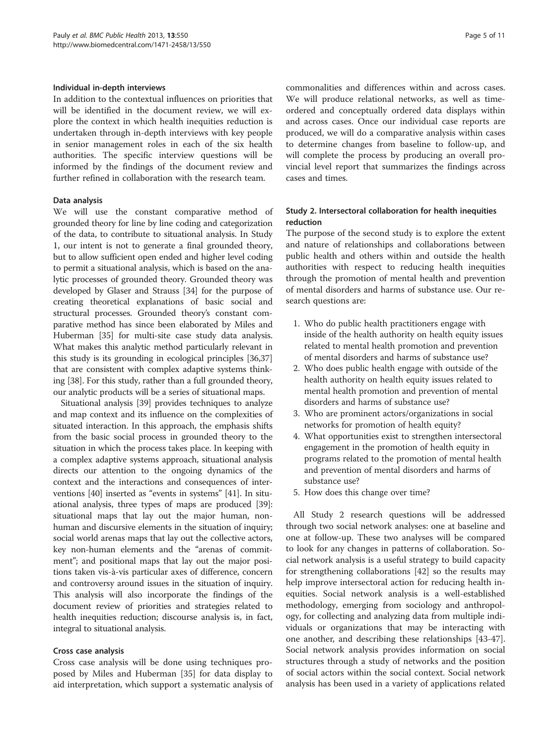#### Individual in-depth interviews

In addition to the contextual influences on priorities that will be identified in the document review, we will explore the context in which health inequities reduction is undertaken through in-depth interviews with key people in senior management roles in each of the six health authorities. The specific interview questions will be informed by the findings of the document review and further refined in collaboration with the research team.

#### Data analysis

We will use the constant comparative method of grounded theory for line by line coding and categorization of the data, to contribute to situational analysis. In Study 1, our intent is not to generate a final grounded theory, but to allow sufficient open ended and higher level coding to permit a situational analysis, which is based on the analytic processes of grounded theory. Grounded theory was developed by Glaser and Strauss [34] for the purpose of creating theoretical explanations of basic social and structural processes. Grounded theory's constant comparative method has since been elaborated by Miles and Huberman [35] for multi-site case study data analysis. What makes this analytic method particularly relevant in this study is its grounding in ecological principles [36,37] that are consistent with complex adaptive systems thinking [38]. For this study, rather than a full grounded theory, our analytic products will be a series of situational maps.

Situational analysis [39] provides techniques to analyze and map context and its influence on the complexities of situated interaction. In this approach, the emphasis shifts from the basic social process in grounded theory to the situation in which the process takes place. In keeping with a complex adaptive systems approach, situational analysis directs our attention to the ongoing dynamics of the context and the interactions and consequences of interventions [40] inserted as "events in systems" [41]. In situational analysis, three types of maps are produced [39]: situational maps that lay out the major human, non-human and discursive elements in the situation of inquiry; social world arenas maps that lay out the collective actors, key non-human elements and the "arenas of commitment"; and positional maps that lay out the major positions taken vis-à-vis particular axes of difference, concern and controversy around issues in the situation of inquiry. This analysis will also incorporate the findings of the document review of priorities and strategies related to health inequities reduction; discourse analysis is, in fact, integral to situational analysis.

#### Cross case analysis

Cross case analysis will be done using techniques proposed by Miles and Huberman [35] for data display to aid interpretation, which support a systematic analysis of commonalities and differences within and across cases. We will produce relational networks, as well as time-ordered and conceptually ordered data displays within and across cases. Once our individual case reports are produced, we will do a comparative analysis within cases to determine changes from baseline to follow-up, and will complete the process by producing an overall provincial level report that summarizes the findings across cases and times.

### Study 2. Intersectoral collaboration for health inequities reduction

The purpose of the second study is to explore the extent and nature of relationships and collaborations between public health and others within and outside the health authorities with respect to reducing health inequities through the promotion of mental health and prevention of mental disorders and harms of substance use. Our research questions are:

1. Who do public health practitioners engage with inside of the health authority on health equity issues related to mental health promotion and prevention of mental disorders and harms of substance use?
2. Who does public health engage with outside of the health authority on health equity issues related to mental health promotion and prevention of mental disorders and harms of substance use?
3. Who are prominent actors/organizations in social networks for promotion of health equity?
4. What opportunities exist to strengthen intersectoral engagement in the promotion of health equity in programs related to the promotion of mental health and prevention of mental disorders and harms of substance use?
5. How does this change over time?

All Study 2 research questions will be addressed through two social network analyses: one at baseline and one at follow-up. These two analyses will be compared to look for any changes in patterns of collaboration. Social network analysis is a useful strategy to build capacity for strengthening collaborations [42] so the results may help improve intersectoral action for reducing health inequities. Social network analysis is a well-established methodology, emerging from sociology and anthropology, for collecting and analyzing data from multiple individuals or organizations that may be interacting with one another, and describing these relationships [43-47]. Social network analysis provides information on social structures through a study of networks and the position of social actors within the social context. Social network analysis has been used in a variety of applications related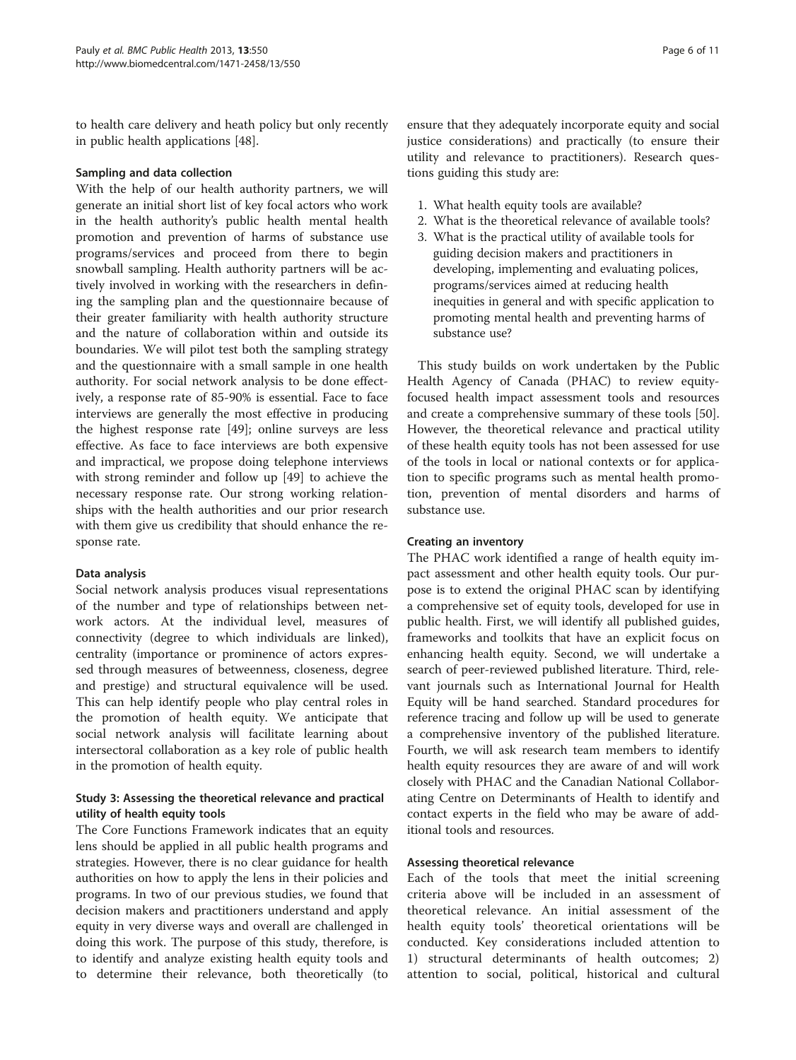to health care delivery and heath policy but only recently in public health applications [48].

### Sampling and data collection

With the help of our health authority partners, we will generate an initial short list of key focal actors who work in the health authority's public health mental health promotion and prevention of harms of substance use programs/services and proceed from there to begin snowball sampling. Health authority partners will be actively involved in working with the researchers in defining the sampling plan and the questionnaire because of their greater familiarity with health authority structure and the nature of collaboration within and outside its boundaries. We will pilot test both the sampling strategy and the questionnaire with a small sample in one health authority. For social network analysis to be done effectively, a response rate of 85-90% is essential. Face to face interviews are generally the most effective in producing the highest response rate [49]; online surveys are less effective. As face to face interviews are both expensive and impractical, we propose doing telephone interviews with strong reminder and follow up [49] to achieve the necessary response rate. Our strong working relationships with the health authorities and our prior research with them give us credibility that should enhance the response rate.

### Data analysis

Social network analysis produces visual representations of the number and type of relationships between network actors. At the individual level, measures of connectivity (degree to which individuals are linked), centrality (importance or prominence of actors expressed through measures of betweenness, closeness, degree and prestige) and structural equivalence will be used. This can help identify people who play central roles in the promotion of health equity. We anticipate that social network analysis will facilitate learning about intersectoral collaboration as a key role of public health in the promotion of health equity.

## Study 3: Assessing the theoretical relevance and practical utility of health equity tools

The Core Functions Framework indicates that an equity lens should be applied in all public health programs and strategies. However, there is no clear guidance for health authorities on how to apply the lens in their policies and programs. In two of our previous studies, we found that decision makers and practitioners understand and apply equity in very diverse ways and overall are challenged in doing this work. The purpose of this study, therefore, is to identify and analyze existing health equity tools and to determine their relevance, both theoretically (to ensure that they adequately incorporate equity and social justice considerations) and practically (to ensure their utility and relevance to practitioners). Research questions guiding this study are:

1. What health equity tools are available?
2. What is the theoretical relevance of available tools?
3. What is the practical utility of available tools for guiding decision makers and practitioners in developing, implementing and evaluating polices, programs/services aimed at reducing health inequities in general and with specific application to promoting mental health and preventing harms of substance use?

This study builds on work undertaken by the Public Health Agency of Canada (PHAC) to review equity-focused health impact assessment tools and resources and create a comprehensive summary of these tools [50]. However, the theoretical relevance and practical utility of these health equity tools has not been assessed for use of the tools in local or national contexts or for application to specific programs such as mental health promotion, prevention of mental disorders and harms of substance use.

### Creating an inventory

The PHAC work identified a range of health equity impact assessment and other health equity tools. Our purpose is to extend the original PHAC scan by identifying a comprehensive set of equity tools, developed for use in public health. First, we will identify all published guides, frameworks and toolkits that have an explicit focus on enhancing health equity. Second, we will undertake a search of peer-reviewed published literature. Third, relevant journals such as International Journal for Health Equity will be hand searched. Standard procedures for reference tracing and follow up will be used to generate a comprehensive inventory of the published literature. Fourth, we will ask research team members to identify health equity resources they are aware of and will work closely with PHAC and the Canadian National Collaborating Centre on Determinants of Health to identify and contact experts in the field who may be aware of additional tools and resources.

### Assessing theoretical relevance

Each of the tools that meet the initial screening criteria above will be included in an assessment of theoretical relevance. An initial assessment of the health equity tools' theoretical orientations will be conducted. Key considerations included attention to 1) structural determinants of health outcomes; 2) attention to social, political, historical and cultural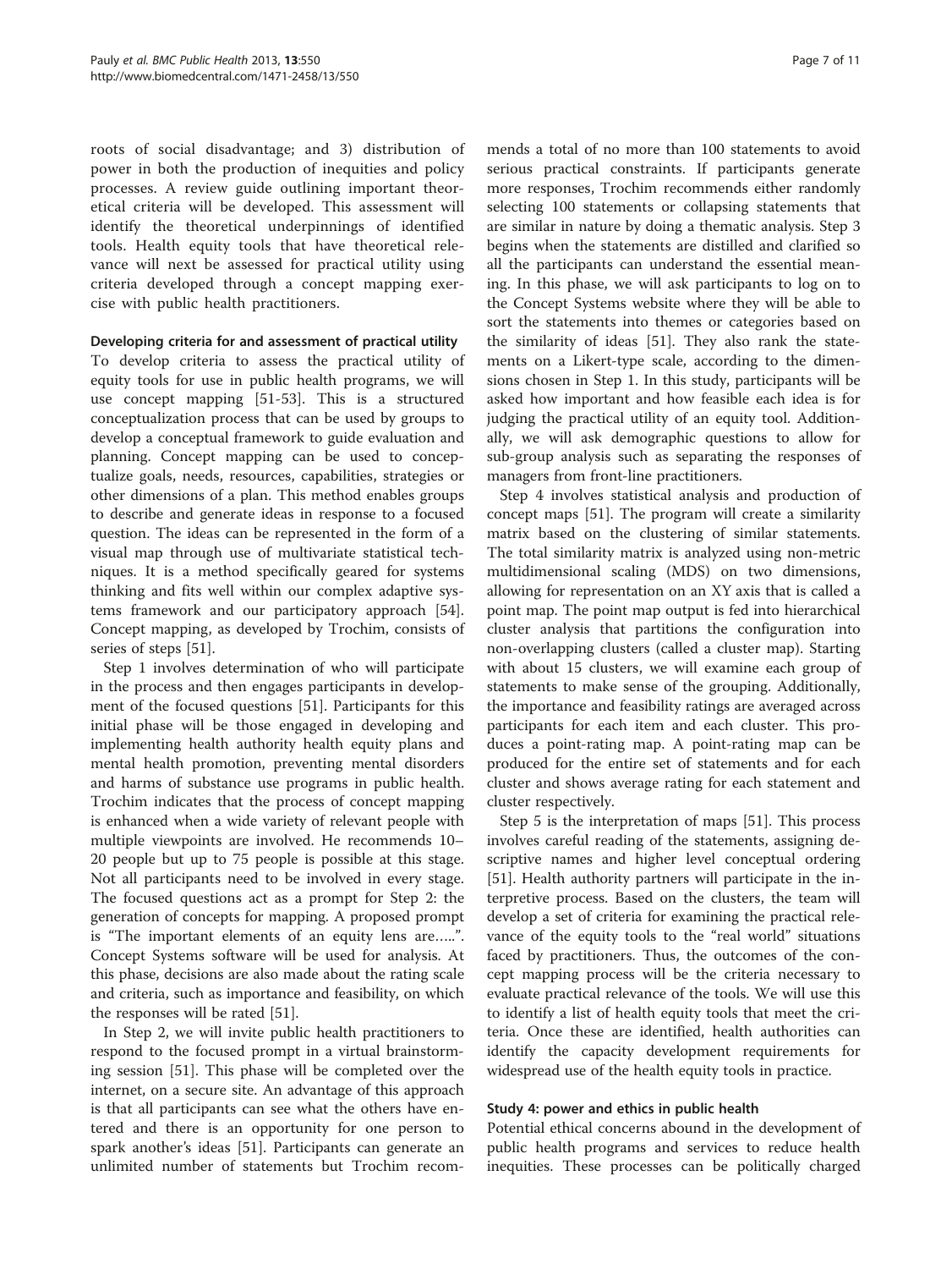roots of social disadvantage; and 3) distribution of power in both the production of inequities and policy processes. A review guide outlining important theoretical criteria will be developed. This assessment will identify the theoretical underpinnings of identified tools. Health equity tools that have theoretical relevance will next be assessed for practical utility using criteria developed through a concept mapping exercise with public health practitioners.

### Developing criteria for and assessment of practical utility

To develop criteria to assess the practical utility of equity tools for use in public health programs, we will use concept mapping [51-53]. This is a structured conceptualization process that can be used by groups to develop a conceptual framework to guide evaluation and planning. Concept mapping can be used to conceptualize goals, needs, resources, capabilities, strategies or other dimensions of a plan. This method enables groups to describe and generate ideas in response to a focused question. The ideas can be represented in the form of a visual map through use of multivariate statistical techniques. It is a method specifically geared for systems thinking and fits well within our complex adaptive systems framework and our participatory approach [54]. Concept mapping, as developed by Trochim, consists of series of steps [51].

Step 1 involves determination of who will participate in the process and then engages participants in development of the focused questions [51]. Participants for this initial phase will be those engaged in developing and implementing health authority health equity plans and mental health promotion, preventing mental disorders and harms of substance use programs in public health. Trochim indicates that the process of concept mapping is enhanced when a wide variety of relevant people with multiple viewpoints are involved. He recommends 10–20 people but up to 75 people is possible at this stage. Not all participants need to be involved in every stage. The focused questions act as a prompt for Step 2: the generation of concepts for mapping. A proposed prompt is "The important elements of an equity lens are…..". Concept Systems software will be used for analysis. At this phase, decisions are also made about the rating scale and criteria, such as importance and feasibility, on which the responses will be rated [51].

In Step 2, we will invite public health practitioners to respond to the focused prompt in a virtual brainstorming session [51]. This phase will be completed over the internet, on a secure site. An advantage of this approach is that all participants can see what the others have entered and there is an opportunity for one person to spark another's ideas [51]. Participants can generate an unlimited number of statements but Trochim recommends a total of no more than 100 statements to avoid serious practical constraints. If participants generate more responses, Trochim recommends either randomly selecting 100 statements or collapsing statements that are similar in nature by doing a thematic analysis. Step 3 begins when the statements are distilled and clarified so all the participants can understand the essential meaning. In this phase, we will ask participants to log on to the Concept Systems website where they will be able to sort the statements into themes or categories based on the similarity of ideas [51]. They also rank the statements on a Likert-type scale, according to the dimensions chosen in Step 1. In this study, participants will be asked how important and how feasible each idea is for judging the practical utility of an equity tool. Additionally, we will ask demographic questions to allow for sub-group analysis such as separating the responses of managers from front-line practitioners.

Step 4 involves statistical analysis and production of concept maps [51]. The program will create a similarity matrix based on the clustering of similar statements. The total similarity matrix is analyzed using non-metric multidimensional scaling (MDS) on two dimensions, allowing for representation on an XY axis that is called a point map. The point map output is fed into hierarchical cluster analysis that partitions the configuration into non-overlapping clusters (called a cluster map). Starting with about 15 clusters, we will examine each group of statements to make sense of the grouping. Additionally, the importance and feasibility ratings are averaged across participants for each item and each cluster. This produces a point-rating map. A point-rating map can be produced for the entire set of statements and for each cluster and shows average rating for each statement and cluster respectively.

Step 5 is the interpretation of maps [51]. This process involves careful reading of the statements, assigning descriptive names and higher level conceptual ordering [51]. Health authority partners will participate in the interpretive process. Based on the clusters, the team will develop a set of criteria for examining the practical relevance of the equity tools to the "real world" situations faced by practitioners. Thus, the outcomes of the concept mapping process will be the criteria necessary to evaluate practical relevance of the tools. We will use this to identify a list of health equity tools that meet the criteria. Once these are identified, health authorities can identify the capacity development requirements for widespread use of the health equity tools in practice.

### Study 4: power and ethics in public health

Potential ethical concerns abound in the development of public health programs and services to reduce health inequities. These processes can be politically charged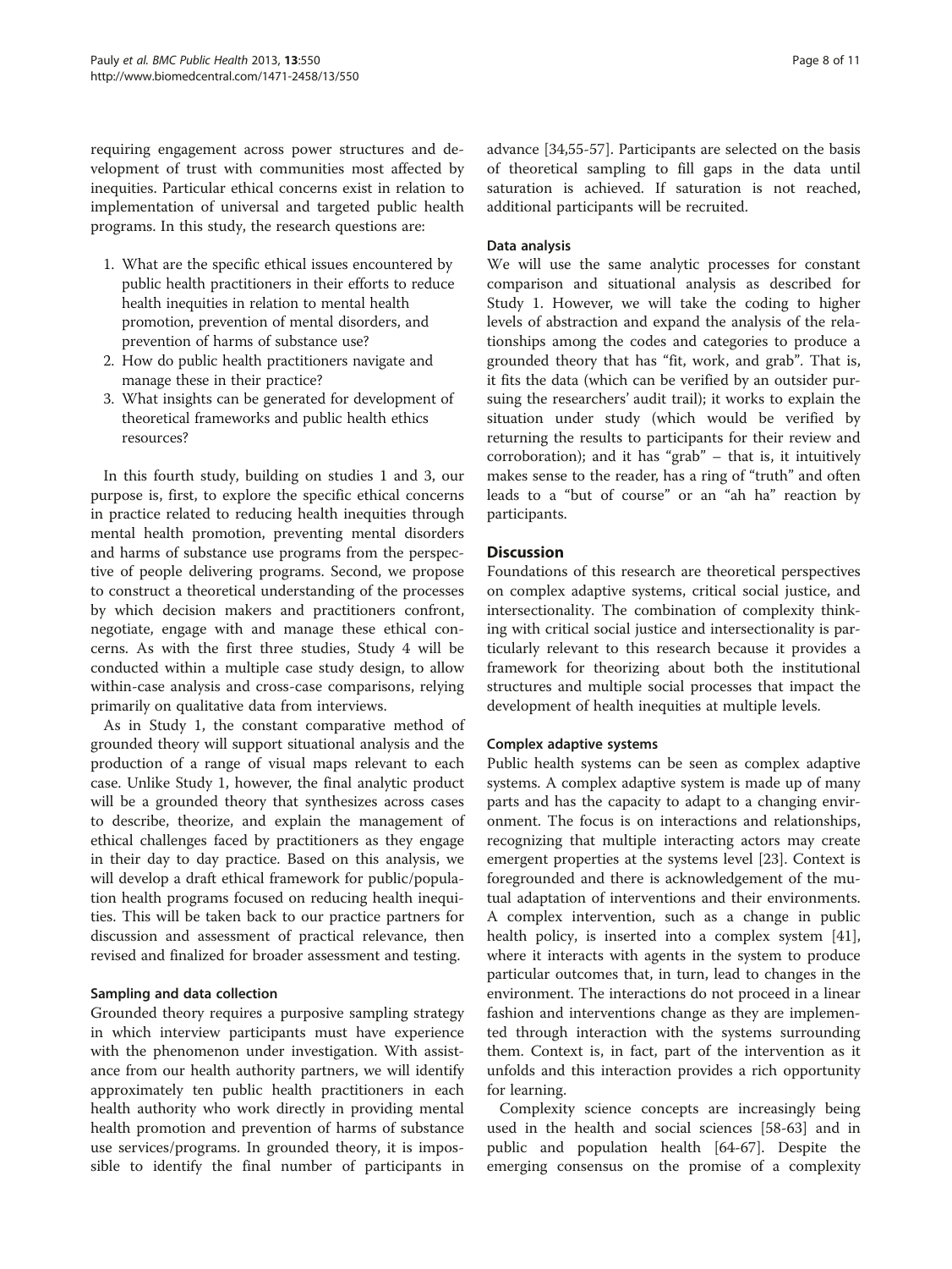requiring engagement across power structures and development of trust with communities most affected by inequities. Particular ethical concerns exist in relation to implementation of universal and targeted public health programs. In this study, the research questions are:

1. What are the specific ethical issues encountered by public health practitioners in their efforts to reduce health inequities in relation to mental health promotion, prevention of mental disorders, and prevention of harms of substance use?
2. How do public health practitioners navigate and manage these in their practice?
3. What insights can be generated for development of theoretical frameworks and public health ethics resources?

In this fourth study, building on studies 1 and 3, our purpose is, first, to explore the specific ethical concerns in practice related to reducing health inequities through mental health promotion, preventing mental disorders and harms of substance use programs from the perspective of people delivering programs. Second, we propose to construct a theoretical understanding of the processes by which decision makers and practitioners confront, negotiate, engage with and manage these ethical concerns. As with the first three studies, Study 4 will be conducted within a multiple case study design, to allow within-case analysis and cross-case comparisons, relying primarily on qualitative data from interviews.

As in Study 1, the constant comparative method of grounded theory will support situational analysis and the production of a range of visual maps relevant to each case. Unlike Study 1, however, the final analytic product will be a grounded theory that synthesizes across cases to describe, theorize, and explain the management of ethical challenges faced by practitioners as they engage in their day to day practice. Based on this analysis, we will develop a draft ethical framework for public/population health programs focused on reducing health inequities. This will be taken back to our practice partners for discussion and assessment of practical relevance, then revised and finalized for broader assessment and testing.

#### Sampling and data collection

Grounded theory requires a purposive sampling strategy in which interview participants must have experience with the phenomenon under investigation. With assistance from our health authority partners, we will identify approximately ten public health practitioners in each health authority who work directly in providing mental health promotion and prevention of harms of substance use services/programs. In grounded theory, it is impossible to identify the final number of participants in advance [34,55-57]. Participants are selected on the basis of theoretical sampling to fill gaps in the data until saturation is achieved. If saturation is not reached, additional participants will be recruited.

#### Data analysis

We will use the same analytic processes for constant comparison and situational analysis as described for Study 1. However, we will take the coding to higher levels of abstraction and expand the analysis of the relationships among the codes and categories to produce a grounded theory that has "fit, work, and grab". That is, it fits the data (which can be verified by an outsider pursuing the researchers' audit trail); it works to explain the situation under study (which would be verified by returning the results to participants for their review and corroboration); and it has "grab" – that is, it intuitively makes sense to the reader, has a ring of "truth" and often leads to a "but of course" or an "ah ha" reaction by participants.

## Discussion

Foundations of this research are theoretical perspectives on complex adaptive systems, critical social justice, and intersectionality. The combination of complexity thinking with critical social justice and intersectionality is particularly relevant to theorizing this research because it provides a framework for theorizing about both the institutional structures and multiple social processes that impact the development of health inequities at multiple levels.

#### Complex adaptive systems

Public health systems can be seen as complex adaptive systems. A complex adaptive system is made up of many parts and has the capacity to adapt to a changing environment. The focus is on interactions and relationships, recognizing that multiple interacting actors may create emergent properties at the systems level [23]. Context is foregrounded and there is acknowledgement of the mutual adaptation of interventions and their environments. A complex intervention, such as a change in public health policy, is inserted into a complex system [41], where it interacts with agents in the system to produce particular outcomes that, in turn, lead to changes in the environment. The interactions do not proceed in a linear fashion and interventions change as they are implemented through interaction with the systems surrounding them. Context is, in fact, part of the intervention as it unfolds and this interaction provides a rich opportunity for learning.

Complexity science concepts are increasingly being used in the health and social sciences [58-63] and in public and population health [64-67]. Despite the emerging consensus on the promise of a complexity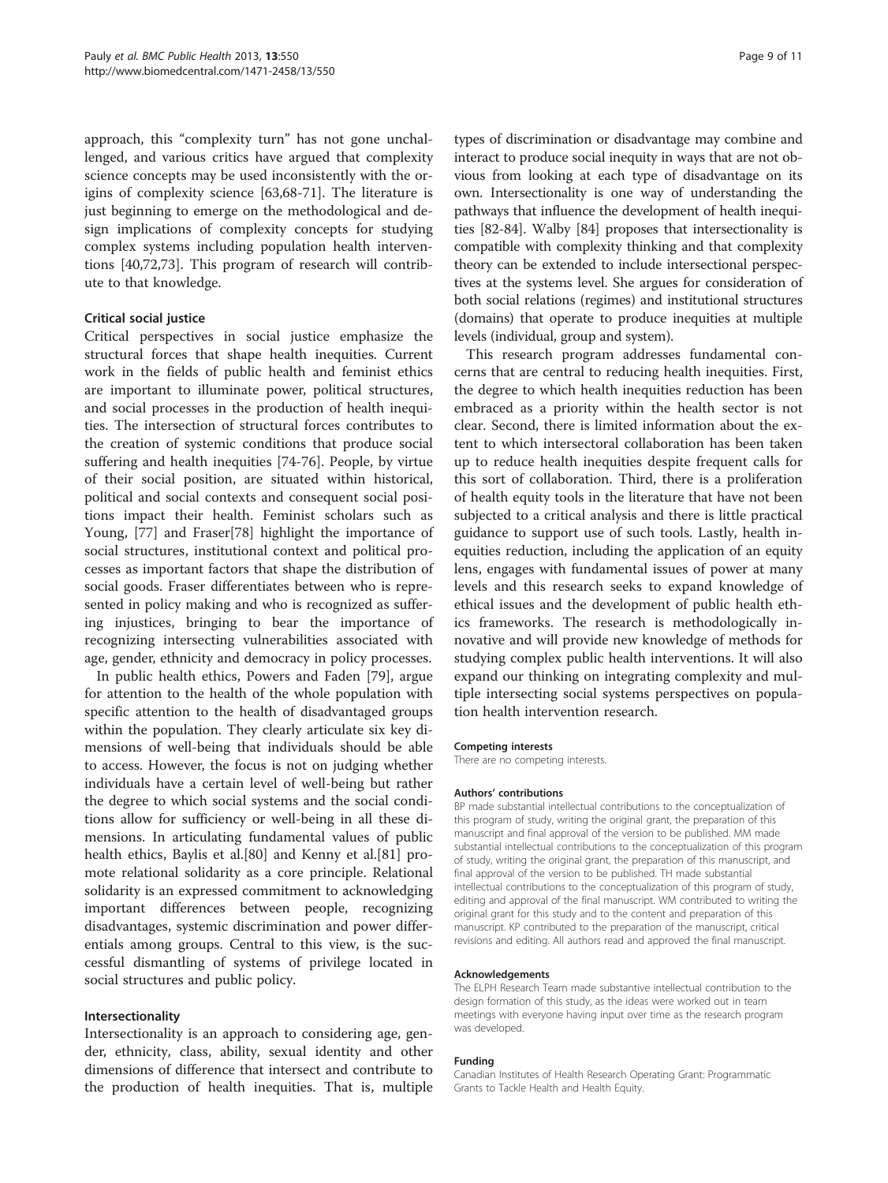approach, this "complexity turn" has not gone unchallenged, and various critics have argued that complexity science concepts may be used inconsistently with the origins of complexity science [63,68-71]. The literature is just beginning to emerge on the methodological and design implications of complexity concepts for studying complex systems including population health interventions [40,72,73]. This program of research will contribute to that knowledge.

### Critical social justice

Critical perspectives in social justice emphasize the structural forces that shape health inequities. Current work in the fields of public health and feminist ethics are important to illuminate power, political structures, and social processes in the production of health inequities. The intersection of structural forces contributes to the creation of systemic conditions that produce social suffering and health inequities [74-76]. People, by virtue of their social position, are situated within historical, political and social contexts and consequent social positions impact their health. Feminist scholars such as Young, [77] and Fraser[78] highlight the importance of social structures, institutional context and political processes as important factors that shape the distribution of social goods. Fraser differentiates between who is represented in policy making and who is recognized as suffering injustices, bringing to bear the importance of recognizing intersecting vulnerabilities associated with age, gender, ethnicity and democracy in policy processes.

In public health ethics, Powers and Faden [79], argue for attention to the health of the whole population with specific attention to the health of disadvantaged groups within the population. They clearly articulate six key dimensions of well-being that individuals should be able to access. However, the focus is not on judging whether individuals have a certain level of well-being but rather the degree to which social systems and the social conditions allow for sufficiency or well-being in all these dimensions. In articulating fundamental values of public health ethics, Baylis et al.[80] and Kenny et al.[81] promote relational solidarity as a core principle. Relational solidarity is an expressed commitment to acknowledging important differences between people, recognizing disadvantages, systemic discrimination and power differentials among groups. Central to this view, is the successful dismantling of systems of privilege located in social structures and public policy.

### Intersectionality

Intersectionality is an approach to considering age, gender, ethnicity, class, ability, sexual identity and other dimensions of difference that intersect and contribute to the production of health inequities. That is, multiple types of discrimination or disadvantage may combine and interact to produce social inequity in ways that are not obvious from looking at each type of disadvantage on its own. Intersectionality is one way of understanding the pathways that influence the development of health inequities [82-84]. Walby [84] proposes that intersectionality is compatible with complexity thinking and that complexity theory can be extended to include intersectional perspectives at the systems level. She argues for consideration of both social relations (regimes) and institutional structures (domains) that operate to produce inequities at multiple levels (individual, group and system).

This research program addresses fundamental concerns that are central to reducing health inequities. First, the degree to which health inequities reduction has been embraced as a priority within the health sector is not clear. Second, there is limited information about the extent to which intersectoral collaboration has been taken up to reduce health inequities despite frequent calls for this sort of collaboration. Third, there is a proliferation of health equity tools in the literature that have not been subjected to a critical analysis and there is little practical guidance to support use of such tools. Lastly, health inequities reduction, including the application of an equity lens, engages with fundamental issues of power at many levels and this research seeks to expand knowledge of ethical issues and the development of public health ethics frameworks. The research is methodologically innovative and will provide new knowledge of methods for studying complex public health interventions. It will also expand our thinking on integrating complexity and multiple intersecting social systems perspectives on population health intervention research.

#### Competing interests

There are no competing interests.

#### Authors' contributions

BP made substantial intellectual contributions to the conceptualization of this program of study, writing the original grant, the preparation of this manuscript and final approval of the version to be published. MM made substantial intellectual contributions to the conceptualization of this program of study, writing the original grant, the preparation of this manuscript, and final approval of the version to be published. TH made substantial intellectual contributions to the conceptualization of this program of study, editing and approval of the final manuscript. WM contributed to writing the original grant for this study and to the content and preparation of this manuscript. KP contributed to the preparation of the manuscript, critical revisions and editing. All authors read and approved the final manuscript.

#### Acknowledgements

The ELPH Research Team made substantive intellectual contribution to the design formation of this study, as the ideas were worked out in team meetings with everyone having input over time as the research program was developed.

#### Funding

Canadian Institutes of Health Research Operating Grant: Programmatic Grants to Tackle Health and Health Equity.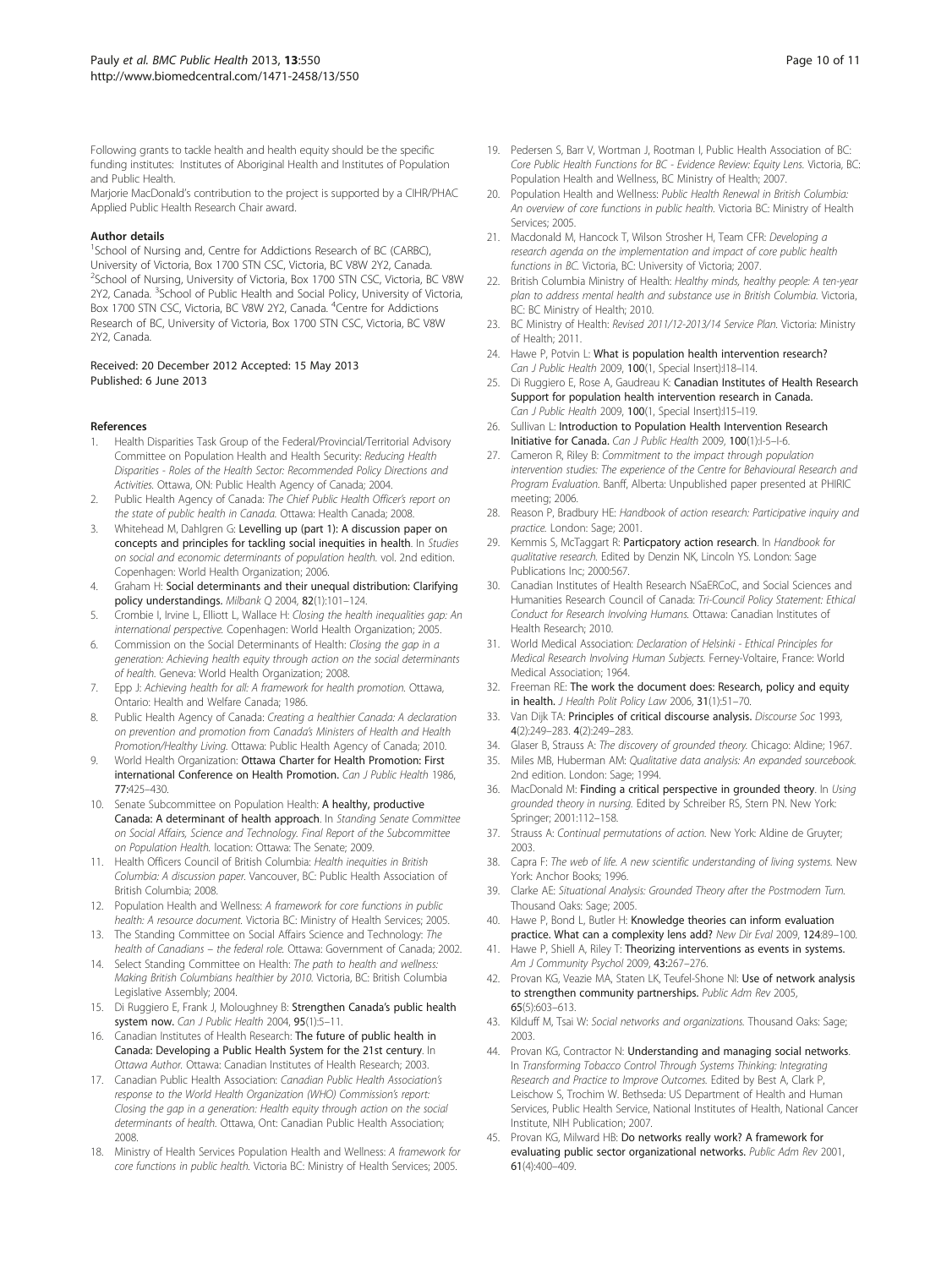Following grants to tackle health and health equity should be the specific funding institutes: Institutes of Aboriginal Health and Institutes of Population and Public Health.

Marjorie MacDonald's contribution to the project is supported by a CIHR/PHAC Applied Public Health Research Chair award.

#### Author details

[1]School of Nursing and, Centre for Addictions Research of BC (CARBC), University of Victoria, Box 1700 STN CSC, Victoria, BC V8W 2Y2, Canada. [2]School of Nursing, University of Victoria, Box 1700 STN CSC, Victoria, BC V8W 2Y2, Canada. [3]School of Public Health and Social Policy, University of Victoria, Box 1700 STN CSC, Victoria, BC V8W 2Y2, Canada. [4]Centre for Addictions Research of BC, University of Victoria, Box 1700 STN CSC, Victoria, BC V8W 2Y2, Canada.

Received: 20 December 2012 Accepted: 15 May 2013
Published: 6 June 2013

#### References

1. Health Disparities Task Group of the Federal/Provincial/Territorial Advisory Committee on Population Health and Health Security: *Reducing Health Disparities - Roles of the Health Sector: Recommended Policy Directions and Activities.* Ottawa, ON: Public Health Agency of Canada; 2004.
2. Public Health Agency of Canada: *The Chief Public Health Officer's report on the state of public health in Canada.* Ottawa: Health Canada; 2008.
3. Whitehead M, Dahlgren G: **Levelling up (part 1): A discussion paper on concepts and principles for tackling social inequities in health**. In *Studies on social and economic determinants of population health.* vol. 2nd edition. Copenhagen: World Health Organization; 2006.
4. Graham H: **Social determinants and their unequal distribution: Clarifying policy understandings.** *Milbank Q* 2004, **82**(1):101–124.
5. Crombie I, Irvine L, Elliott L, Wallace H: *Closing the health inequalities gap: An international perspective.* Copenhagen: World Health Organization; 2005.
6. Commission on the Social Determinants of Health: *Closing the gap in a generation: Achieving health equity through action on the social determinants of health.* Geneva: World Health Organization; 2008.
7. Epp J: *Achieving health for all: A framework for health promotion.* Ottawa, Ontario: Health and Welfare Canada; 1986.
8. Public Health Agency of Canada: *Creating a healthier Canada: A declaration on prevention and promotion from Canada's Ministers of Health and Health Promotion/Healthy Living.* Ottawa: Public Health Agency of Canada; 2010.
9. World Health Organization: **Ottawa Charter for Health Promotion: First international Conference on Health Promotion.** *Can J Public Health* 1986, **77**:425–430.
10. Senate Subcommittee on Population Health: **A healthy, productive Canada: A determinant of health approach**. In *Standing Senate Committee on Social Affairs, Science and Technology. Final Report of the Subcommittee on Population Health.* location: Ottawa: The Senate; 2009.
11. Health Officers Council of British Columbia: *Health inequities in British Columbia: A discussion paper.* Vancouver, BC: Public Health Association of British Columbia; 2008.
12. Population Health and Wellness: *A framework for core functions in public health: A resource document.* Victoria BC: Ministry of Health Services; 2005.
13. The Standing Committee on Social Affairs Science and Technology: *The health of Canadians – the federal role.* Ottawa: Government of Canada; 2002.
14. Select Standing Committee on Health: *The path to health and wellness: Making British Columbians healthier by 2010.* Victoria, BC: British Columbia Legislative Assembly; 2004.
15. Di Ruggiero E, Frank J, Moloughney B: **Strengthen Canada's public health system now.** *Can J Public Health* 2004, **95**(1):5–11.
16. Canadian Institutes of Health Research: **The future of public health in Canada: Developing a Public Health System for the 21st century**. In *Ottawa Author.* Ottawa: Canadian Institutes of Health Research; 2003.
17. Canadian Public Health Association: *Canadian Public Health Association's response to the World Health Organization (WHO) Commission's report: Closing the gap in a generation: Health equity through action on the social determinants of health.* Ottawa, Ont: Canadian Public Health Association; 2008.
18. Ministry of Health Services Population Health and Wellness: *A framework for core functions in public health.* Victoria BC: Ministry of Health Services; 2005.
19. Pedersen S, Barr V, Wortman J, Rootman I, Public Health Association of BC: *Core Public Health Functions for BC - Evidence Review: Equity Lens.* Victoria, BC: Population Health and Wellness, BC Ministry of Health; 2007.
20. Population Health and Wellness: *Public Health Renewal in British Columbia: An overview of core functions in public health.* Victoria BC: Ministry of Health Services; 2005.
21. Macdonald M, Hancock T, Wilson Strosher H, Team CFR: *Developing a research agenda on the implementation and impact of core public health functions in BC.* Victoria, BC: University of Victoria; 2007.
22. British Columbia Ministry of Health: *Healthy minds, healthy people: A ten-year plan to address mental health and substance use in British Columbia.* Victoria, BC: BC Ministry of Health; 2010.
23. BC Ministry of Health: *Revised 2011/12-2013/14 Service Plan.* Victoria: Ministry of Health; 2011.
24. Hawe P, Potvin L: **What is population health intervention research?** *Can J Public Health* 2009, **100**(1, Special Insert):I18–I14.
25. Di Ruggiero E, Rose A, Gaudreau K: **Canadian Institutes of Health Research Support for population health intervention research in Canada.** *Can J Public Health* 2009, **100**(1, Special Insert):I15–I19.
26. Sullivan L: **Introduction to Population Health Intervention Research Initiative for Canada.** *Can J Public Health* 2009, **100**(1):I-5–I-6.
27. Cameron R, Riley B: *Commitment to the impact through population intervention studies: The experience of the Centre for Behavioural Research and Program Evaluation.* Banff, Alberta: Unpublished paper presented at PHIRIC meeting; 2006.
28. Reason P, Bradbury HE: *Handbook of action research: Participative inquiry and practice.* London: Sage; 2001.
29. Kemmis S, McTaggart R: **Particpatory action research**. In *Handbook for qualitative research.* Edited by Denzin NK, Lincoln YS. London: Sage Publications Inc; 2000:567.
30. Canadian Institutes of Health Research NSaERCoC, and Social Sciences and Humanities Research Council of Canada: *Tri-Council Policy Statement: Ethical Conduct for Research Involving Humans.* Ottawa: Canadian Institutes of Health Research; 2010.
31. World Medical Association: *Declaration of Helsinki - Ethical Principles for Medical Research Involving Human Subjects.* Ferney-Voltaire, France: World Medical Association; 1964.
32. Freeman RE: **The work the document does: Research, policy and equity in health.** *J Health Polit Policy Law* 2006, **31**(1):51–70.
33. Van Dijk TA: **Principles of critical discourse analysis.** *Discourse Soc* 1993, **4**(2):249–283. **4**(2):249–283.
34. Glaser B, Strauss A: *The discovery of grounded theory.* Chicago: Aldine; 1967.
35. Miles MB, Huberman AM: *Qualitative data analysis: An expanded sourcebook.* 2nd edition. London: Sage; 1994.
36. MacDonald M: **Finding a critical perspective in grounded theory**. In *Using grounded theory in nursing.* Edited by Schreiber RS, Stern PN. New York: Springer; 2001:112–158.
37. Strauss A: *Continual permutations of action.* New York: Aldine de Gruyter; 2003.
38. Capra F: *The web of life. A new scientific understanding of living systems.* New York: Anchor Books; 1996.
39. Clarke AE: *Situational Analysis: Grounded Theory after the Postmodern Turn.* Thousand Oaks: Sage; 2005.
40. Hawe P, Bond L, Butler H: **Knowledge theories can inform evaluation practice. What can a complexity lens add?** *New Dir Eval* 2009, **124**:89–100.
41. Hawe P, Shiell A, Riley T: **Theorizing interventions as events in systems.** *Am J Community Psychol* 2009, **43**:267–276.
42. Provan KG, Veazie MA, Staten LK, Teufel-Shone NI: **Use of network analysis to strengthen community partnerships.** *Public Adm Rev* 2005, **65**(5):603–613.
43. Kilduff M, Tsai W: *Social networks and organizations.* Thousand Oaks: Sage; 2003.
44. Provan KG, Contractor N: **Understanding and managing social networks**. In *Transforming Tobacco Control Through Systems Thinking: Integrating Research and Practice to Improve Outcomes.* Edited by Best A, Clark P, Leischow S, Trochim W. Bethseda: US Department of Health and Human Services, Public Health Service, National Institutes of Health, National Cancer Institute, NIH Publication; 2007.
45. Provan KG, Milward HB: **Do networks really work? A framework for evaluating public sector organizational networks.** *Public Adm Rev* 2001, **61**(4):400–409.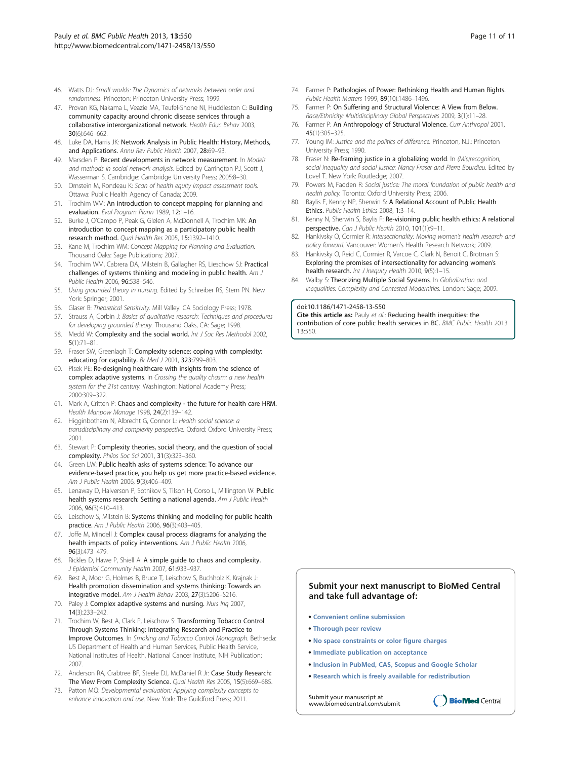46. Watts DJ: *Small worlds: The Dynamics of networks between order and randomness.* Princeton: Princeton University Press; 1999.
47. Provan KG, Nakama L, Veazie MA, Teufel-Shone NI, Huddleston C: **Building community capacity around chronic disease services through a collaborative interorganizational network.** *Health Educ Behav* 2003, **30**(6):646–662.
48. Luke DA, Harris JK: **Network Analysis in Public Health: History, Methods, and Applications.** *Annu Rev Public Health* 2007, **28:**69–93.
49. Marsden P: **Recent developments in network measurement.** In *Models and methods in social network analysis.* Edited by Carrington PJ, Scott J, Wasserman S. Cambridge: Cambridge University Press; 2005:8–30.
50. Ornstein M, Rondeau K: *Scan of health equity impact assessment tools.* Ottawa: Public Health Agency of Canada; 2009.
51. Trochim WM: **An introduction to concept mapping for planning and evaluation.** *Eval Program Plann* 1989, **12:**1–16.
52. Burke J, O'Campo P, Peak G, Glelen A, McDonnell A, Trochim MK: **An introduction to concept mapping as a participatory public health research method.** *Qual Health Res* 2005, **15:**1392–1410.
53. Kane M, Trochim WM: *Concept Mapping for Planning and Evaluation.* Thousand Oaks: Sage Publications; 2007.
54. Trochim WM, Cabrera DA, Milstein B, Gallagher RS, Lieschow SJ: **Practical challenges of systems thinking and modeling in public health.** *Am J Public Health* 2006, **96:**538–546.
55. *Using grounded theory in nursing.* Edited by Schreiber RS, Stern PN. New York: Springer; 2001.
56. Glaser B: *Theoretical Sensitivity.* Mill Valley: CA Sociology Press; 1978.
57. Strauss A, Corbin J: *Basics of qualitative research: Techniques and procedures for developing grounded theory.* Thousand Oaks, CA: Sage; 1998.
58. Medd W: **Complexity and the social world.** *Int J Soc Res Methodol* 2002, **5**(1):71–81.
59. Fraser SW, Greenlagh T: **Complexity science: coping with complexity: educating for capability.** *Br Med J* 2001, **323:**799–803.
60. Plsek PE: **Re-designing healthcare with insights from the science of complex adaptive systems.** In *Crossing the quality chasm: a new health system for the 21st century.* Washington: National Academy Press; 2000:309–322.
61. Mark A, Critten P: **Chaos and complexity - the future for health care HRM.** *Health Manpow Manage* 1998, **24**(2):139–142.
62. Higginbotham N, Albrecht G, Connor L: *Health social science: a transdisciplinary and complexity perspective.* Oxford: Oxford University Press; 2001.
63. Stewart P: **Complexity theories, social theory, and the question of social complexity.** *Philos Soc Sci* 2001, **31**(3):323–360.
64. Green LW: **Public health asks of systems science: To advance our evidence-based practice, you help us get more practice-based evidence.** *Am J Public Health* 2006, **9**(3):406–409.
65. Lenaway D, Halverson P, Sotnikov S, Tilson H, Corso L, Millington W: **Public health systems research: Setting a national agenda.** *Am J Public Health* 2006, **96**(3):410–413.
66. Leischow S, Milstein B: **Systems thinking and modeling for public health practice.** *Am J Public Health* 2006, **96**(3):403–405.
67. Joffe M, Mindell J: **Complex causal process diagrams for analyzing the health impacts of policy interventions.** *Am J Public Health* 2006, **96**(3):473–479.
68. Rickles D, Hawe P, Shiell A: **A simple guide to chaos and complexity.** *J Epidemiol Community Health* 2007, **61:**933–937.
69. Best A, Moor G, Holmes B, Bruce T, Leischow S, Buchholz K, Krajnak J: **Health promotion dissemination and systems thinking: Towards an integrative model.** *Am J Health Behav* 2003, **27**(3):S206–S216.
70. Paley J: **Complex adaptive systems and nursing.** *Nurs Inq* 2007, **14**(3):233–242.
71. Trochim W, Best A, Clark P, Leischow S: **Transforming Tobacco Control Through Systems Thinking: Integrating Research and Practice to Improve Outcomes.** In *Smoking and Tobacco Control Monograph.* Bethseda: US Department of Health and Human Services, Public Health Service, National Institutes of Health, National Cancer Institute, NIH Publication; 2007.
72. Anderson RA, Crabtree BF, Steele DJ, McDaniel R Jr: **Case Study Research: The View From Complexity Science.** *Qual Health Res* 2005, **15**(5):669–685.
73. Patton MQ: *Developmental evaluation: Applying complexity concepts to enhance innovation and use.* New York: The Guildford Press; 2011.
74. Farmer P: **Pathologies of Power: Rethinking Health and Human Rights.** *Public Health Matters* 1999, **89**(10):1486–1496.
75. Farmer P: **On Suffering and Structural Violence: A View from Below.** *Race/Ethnicity: Multidisciplinary Global Perspectives* 2009, **3**(1):11–28.
76. Farmer P: **An Anthropology of Structural Violence.** *Curr Anthropol* 2001, **45**(1):305–325.
77. Young IM: *Justice and the politics of difference.* Princeton, N.J.: Princeton University Press; 1990.
78. Fraser N: **Re-framing justice in a globalizing world.** In *(Mis)recognition, social inequality and social justice: Nancy Fraser and Pierre Bourdieu.* Edited by Lovel T. New York: Routledge; 2007.
79. Powers M, Fadden R: *Social justice: The moral foundation of public health and health policy.* Toronto: Oxford University Press; 2006.
80. Baylis F, Kenny NP, Sherwin S: **A Relational Account of Public Health Ethics.** *Public Health Ethics* 2008, **1:**3–14.
81. Kenny N, Sherwin S, Baylis F: **Re-visioning public health ethics: A relational perspective.** *Can J Public Health* 2010, **101**(1):9–11.
82. Hankivsky O, Cormier R: *Intersectionality: Moving women's health research and policy forward.* Vancouver: Women's Health Research Network; 2009.
83. Hankivsky O, Reid C, Cormier R, Varcoe C, Clark N, Benoit C, Brotman S: **Exploring the promises of intersectionality for advancing women's health research.** *Int J Inequity Health* 2010, **9**(5):1–15.
84. Walby S: **Theorizing Multiple Social Systems.** In *Globalization and Inequalities: Complexity and Contested Modernities.* London: Sage; 2009.

doi:10.1186/1471-2458-13-550

**Cite this article as:** Pauly *et al.*: Reducing health inequities: the contribution of core public health services in BC. *BMC Public Health* 2013 **13**:550.

**Submit your next manuscript to BioMed Central and take full advantage of:**

- **Convenient online submission**
- **Thorough peer review**
- **No space constraints or color figure charges**
- **Immediate publication on acceptance**
- **Inclusion in PubMed, CAS, Scopus and Google Scholar**
- **Research which is freely available for redistribution**

Submit your manuscript at www.biomedcentral.com/submit

BioMed Central